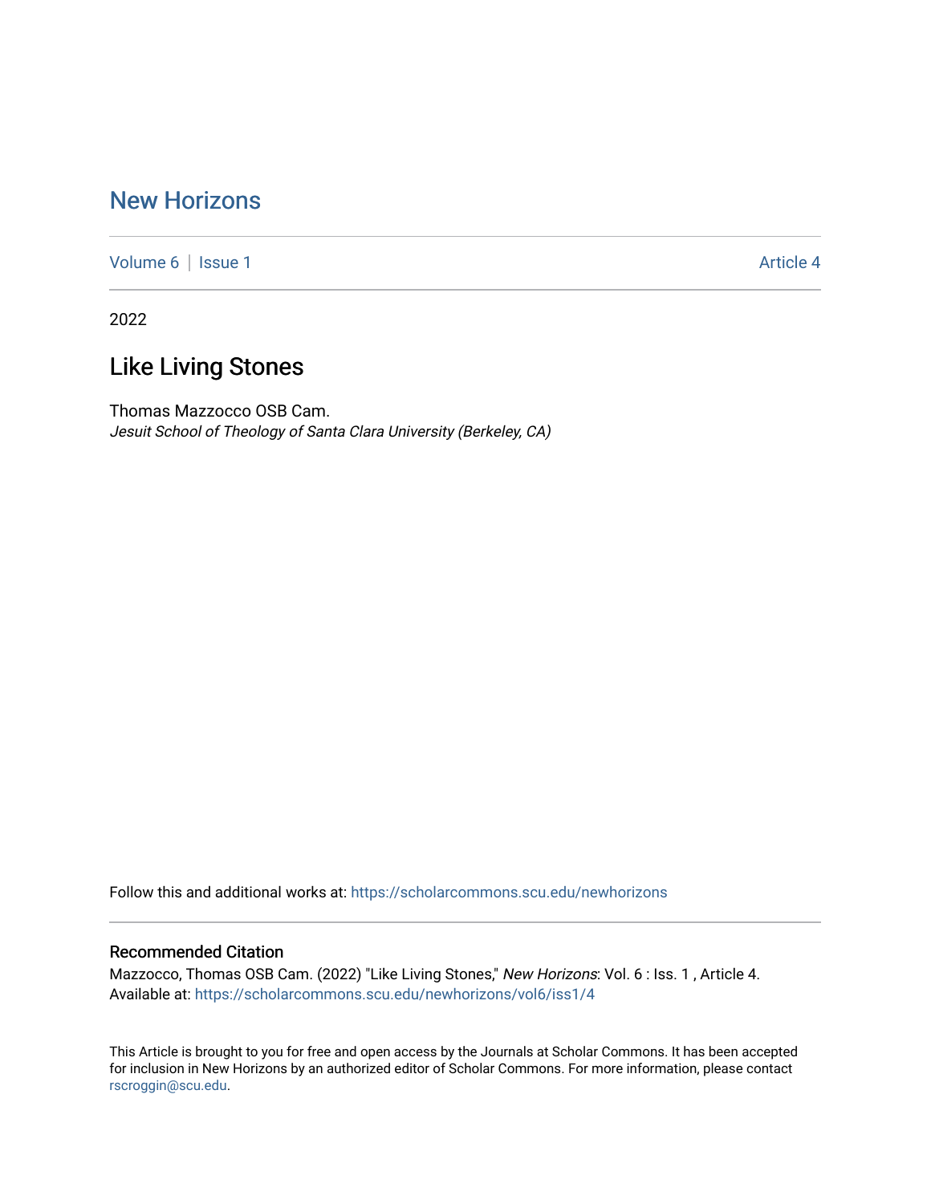# New Horizons

Volume 6 | Issue 1 Article 4

2022

## Like Living Stones

Thomas Mazzocco OSB Cam.
*Jesuit School of Theology of Santa Clara University (Berkeley, CA)*

Follow this and additional works at: https://scholarcommons.scu.edu/newhorizons

### Recommended Citation

Mazzocco, Thomas OSB Cam. (2022) "Like Living Stones," *New Horizons*: Vol. 6 : Iss. 1 , Article 4.
Available at: https://scholarcommons.scu.edu/newhorizons/vol6/iss1/4

This Article is brought to you for free and open access by the Journals at Scholar Commons. It has been accepted for inclusion in New Horizons by an authorized editor of Scholar Commons. For more information, please contact rscroggin@scu.edu.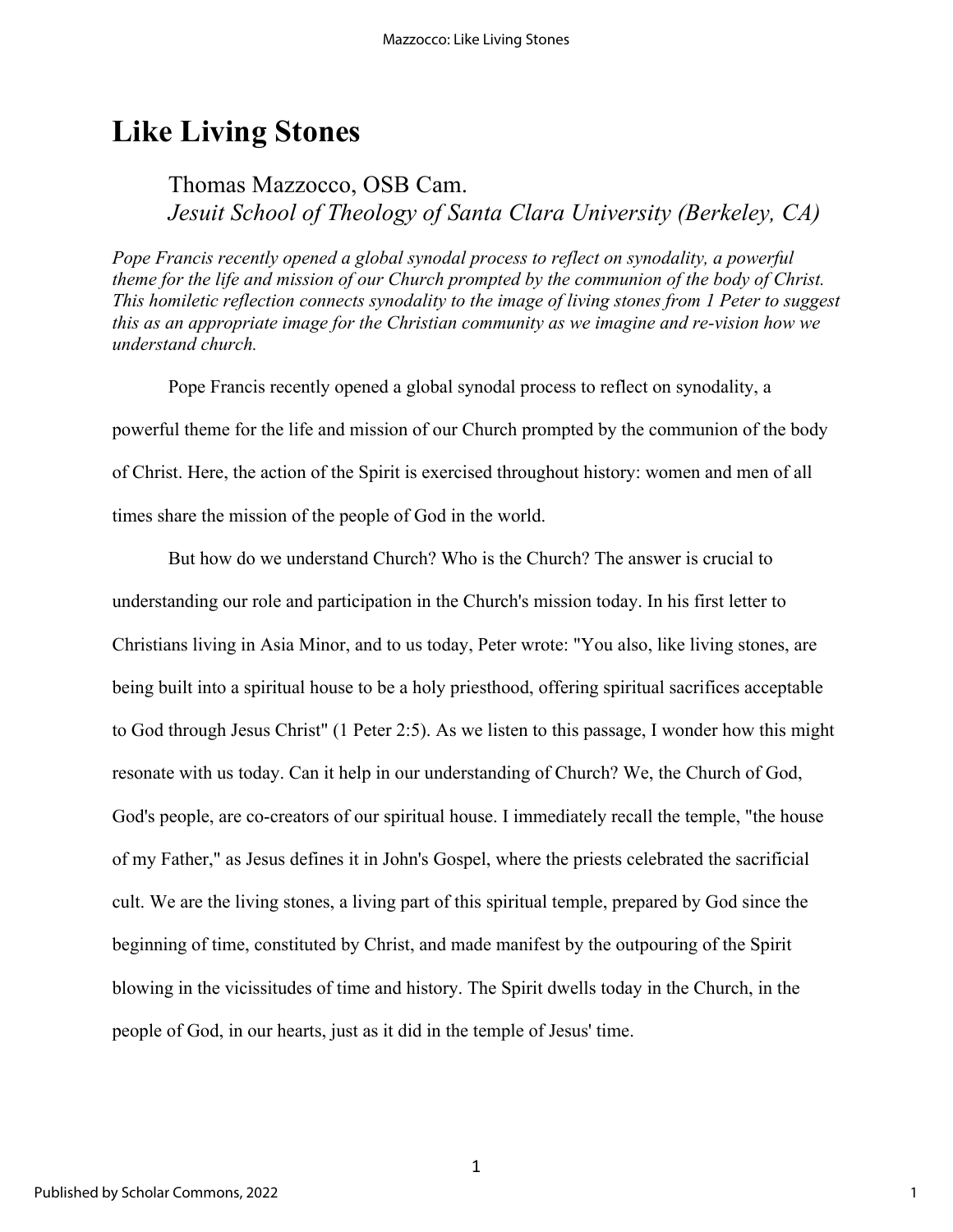# Like Living Stones

Thomas Mazzocco, OSB Cam.
*Jesuit School of Theology of Santa Clara University (Berkeley, CA)*

*Pope Francis recently opened a global synodal process to reflect on synodality, a powerful theme for the life and mission of our Church prompted by the communion of the body of Christ. This homiletic reflection connects synodality to the image of living stones from 1 Peter to suggest this as an appropriate image for the Christian community as we imagine and re-vision how we understand church.*

Pope Francis recently opened a global synodal process to reflect on synodality, a powerful theme for the life and mission of our Church prompted by the communion of the body of Christ. Here, the action of the Spirit is exercised throughout history: women and men of all times share the mission of the people of God in the world.

But how do we understand Church? Who is the Church? The answer is crucial to understanding our role and participation in the Church's mission today. In his first letter to Christians living in Asia Minor, and to us today, Peter wrote: "You also, like living stones, are being built into a spiritual house to be a holy priesthood, offering spiritual sacrifices acceptable to God through Jesus Christ" (1 Peter 2:5). As we listen to this passage, I wonder how this might resonate with us today. Can it help in our understanding of Church? We, the Church of God, God's people, are co-creators of our spiritual house. I immediately recall the temple, "the house of my Father," as Jesus defines it in John's Gospel, where the priests celebrated the sacrificial cult. We are the living stones, a living part of this spiritual temple, prepared by God since the beginning of time, constituted by Christ, and made manifest by the outpouring of the Spirit blowing in the vicissitudes of time and history. The Spirit dwells today in the Church, in the people of God, in our hearts, just as it did in the temple of Jesus' time.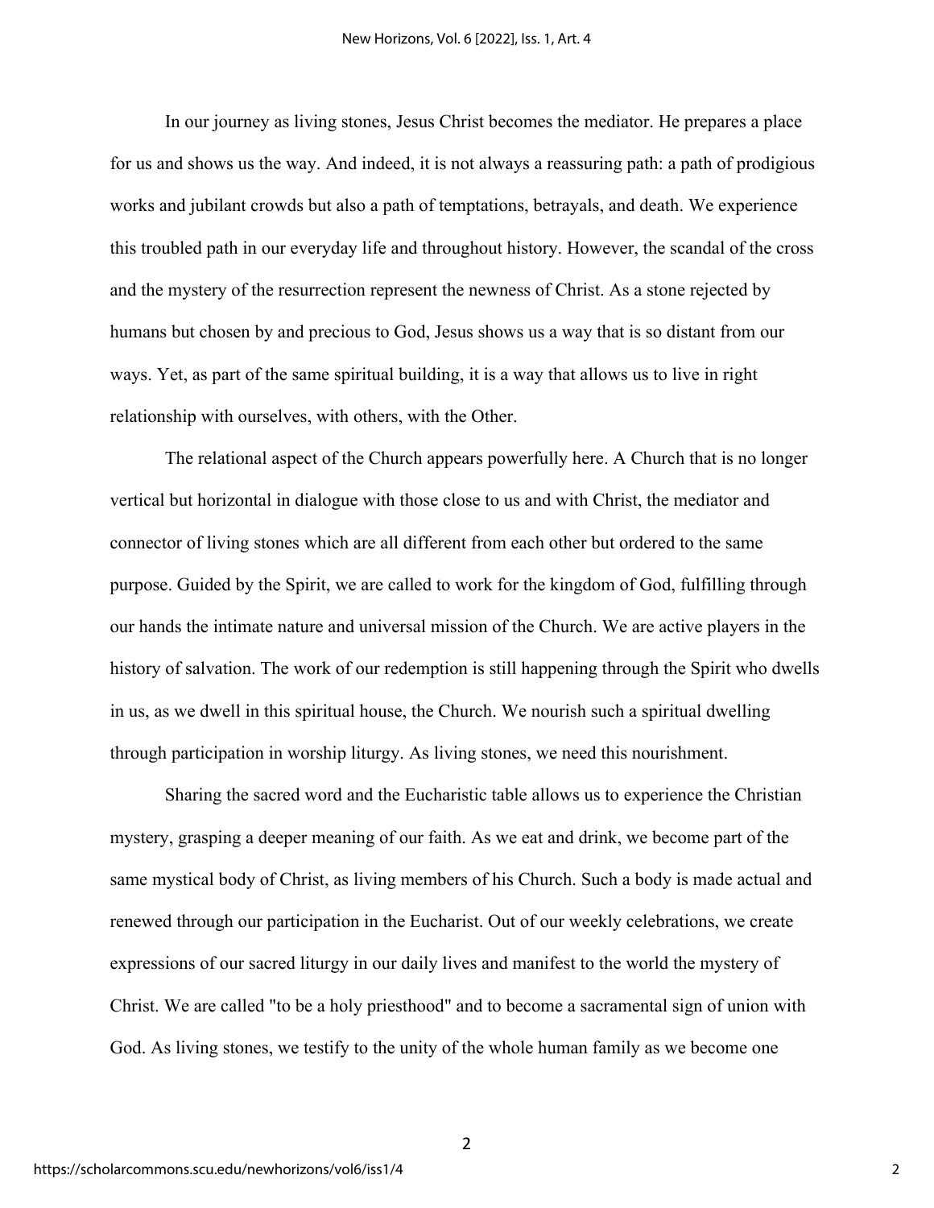In our journey as living stones, Jesus Christ becomes the mediator. He prepares a place for us and shows us the way. And indeed, it is not always a reassuring path: a path of prodigious works and jubilant crowds but also a path of temptations, betrayals, and death. We experience this troubled path in our everyday life and throughout history. However, the scandal of the cross and the mystery of the resurrection represent the newness of Christ. As a stone rejected by humans but chosen by and precious to God, Jesus shows us a way that is so distant from our ways. Yet, as part of the same spiritual building, it is a way that allows us to live in right relationship with ourselves, with others, with the Other.

The relational aspect of the Church appears powerfully here. A Church that is no longer vertical but horizontal in dialogue with those close to us and with Christ, the mediator and connector of living stones which are all different from each other but ordered to the same purpose. Guided by the Spirit, we are called to work for the kingdom of God, fulfilling through our hands the intimate nature and universal mission of the Church. We are active players in the history of salvation. The work of our redemption is still happening through the Spirit who dwells in us, as we dwell in this spiritual house, the Church. We nourish such a spiritual dwelling through participation in worship liturgy. As living stones, we need this nourishment.

Sharing the sacred word and the Eucharistic table allows us to experience the Christian mystery, grasping a deeper meaning of our faith. As we eat and drink, we become part of the same mystical body of Christ, as living members of his Church. Such a body is made actual and renewed through our participation in the Eucharist. Out of our weekly celebrations, we create expressions of our sacred liturgy in our daily lives and manifest to the world the mystery of Christ. We are called "to be a holy priesthood" and to become a sacramental sign of union with God. As living stones, we testify to the unity of the whole human family as we become one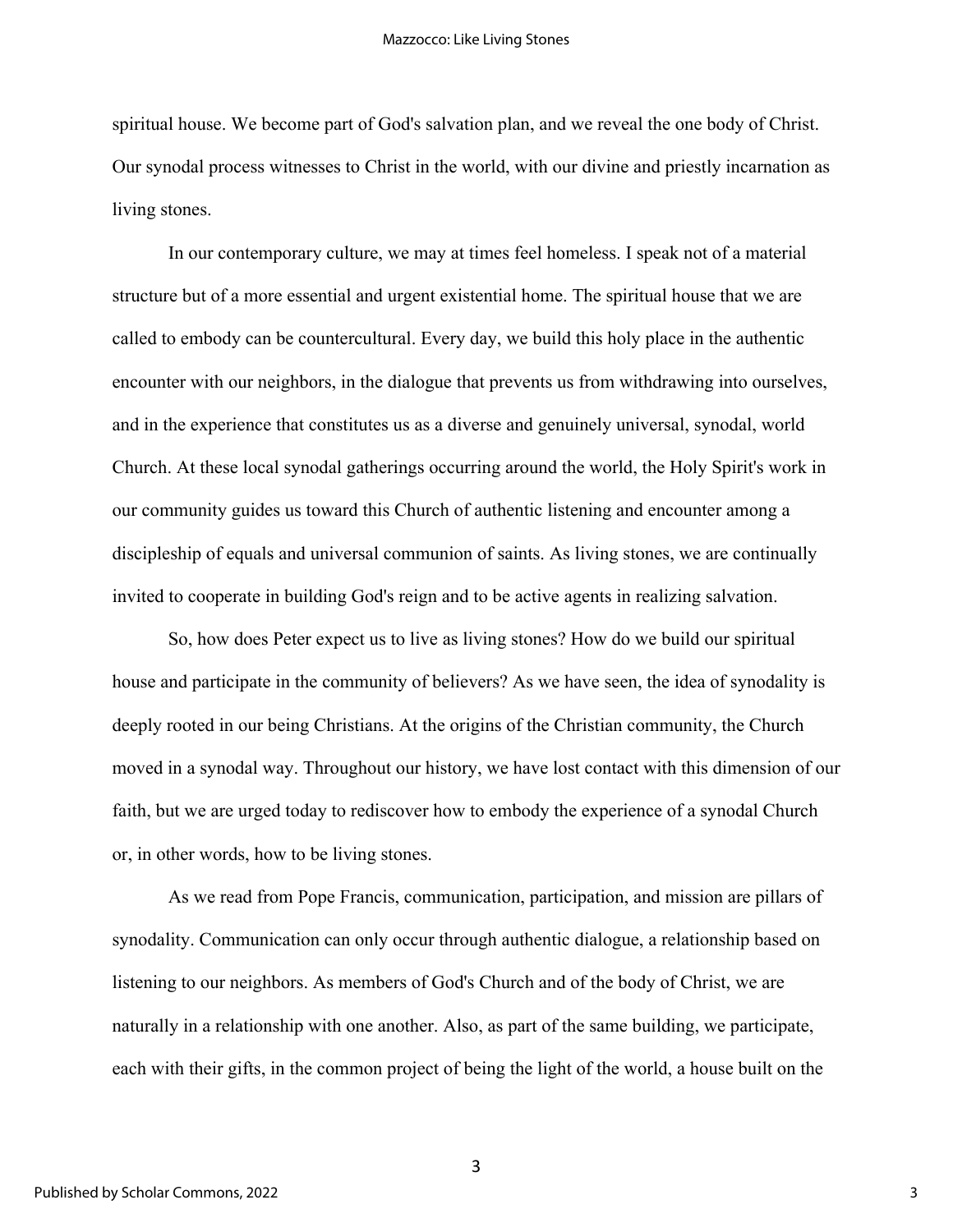spiritual house. We become part of God's salvation plan, and we reveal the one body of Christ. Our synodal process witnesses to Christ in the world, with our divine and priestly incarnation as living stones.

In our contemporary culture, we may at times feel homeless. I speak not of a material structure but of a more essential and urgent existential home. The spiritual house that we are called to embody can be countercultural. Every day, we build this holy place in the authentic encounter with our neighbors, in the dialogue that prevents us from withdrawing into ourselves, and in the experience that constitutes us as a diverse and genuinely universal, synodal, world Church. At these local synodal gatherings occurring around the world, the Holy Spirit's work in our community guides us toward this Church of authentic listening and encounter among a discipleship of equals and universal communion of saints. As living stones, we are continually invited to cooperate in building God's reign and to be active agents in realizing salvation.

So, how does Peter expect us to live as living stones? How do we build our spiritual house and participate in the community of believers? As we have seen, the idea of synodality is deeply rooted in our being Christians. At the origins of the Christian community, the Church moved in a synodal way. Throughout our history, we have lost contact with this dimension of our faith, but we are urged today to rediscover how to embody the experience of a synodal Church or, in other words, how to be living stones.

As we read from Pope Francis, communication, participation, and mission are pillars of synodality. Communication can only occur through authentic dialogue, a relationship based on listening to our neighbors. As members of God's Church and of the body of Christ, we are naturally in a relationship with one another. Also, as part of the same building, we participate, each with their gifts, in the common project of being the light of the world, a house built on the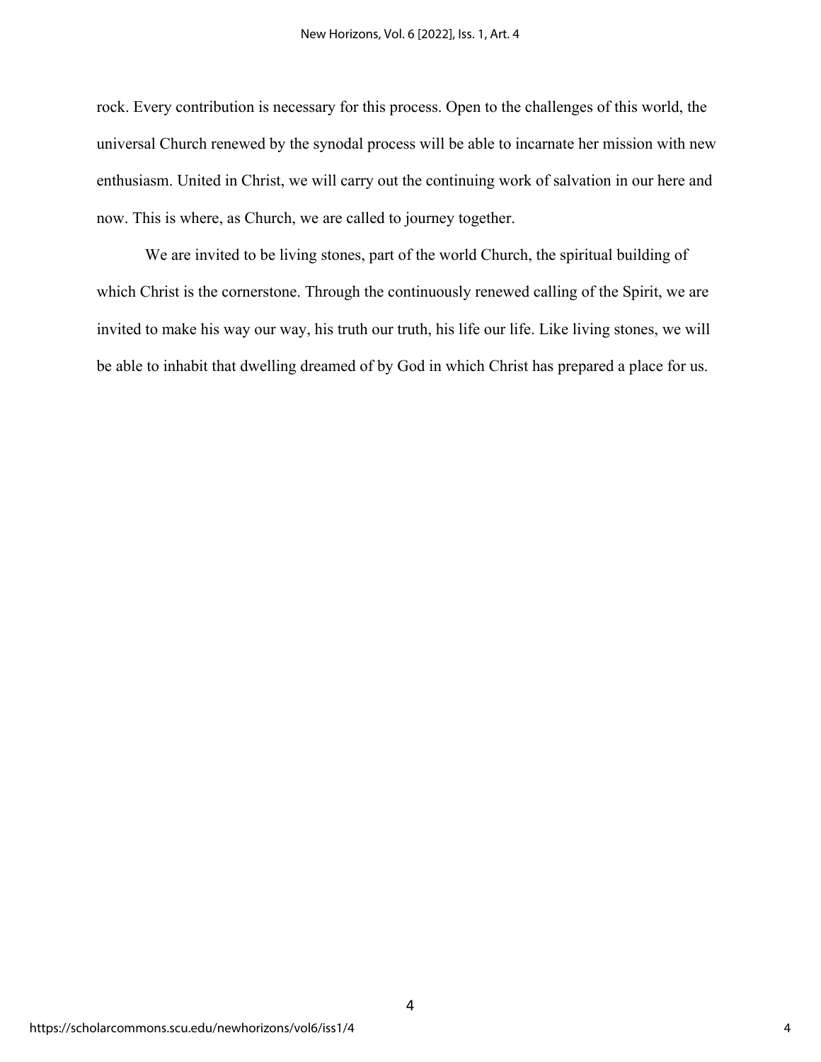rock. Every contribution is necessary for this process. Open to the challenges of this world, the universal Church renewed by the synodal process will be able to incarnate her mission with new enthusiasm. United in Christ, we will carry out the continuing work of salvation in our here and now. This is where, as Church, we are called to journey together.

We are invited to be living stones, part of the world Church, the spiritual building of which Christ is the cornerstone. Through the continuously renewed calling of the Spirit, we are invited to make his way our way, his truth our truth, his life our life. Like living stones, we will be able to inhabit that dwelling dreamed of by God in which Christ has prepared a place for us.